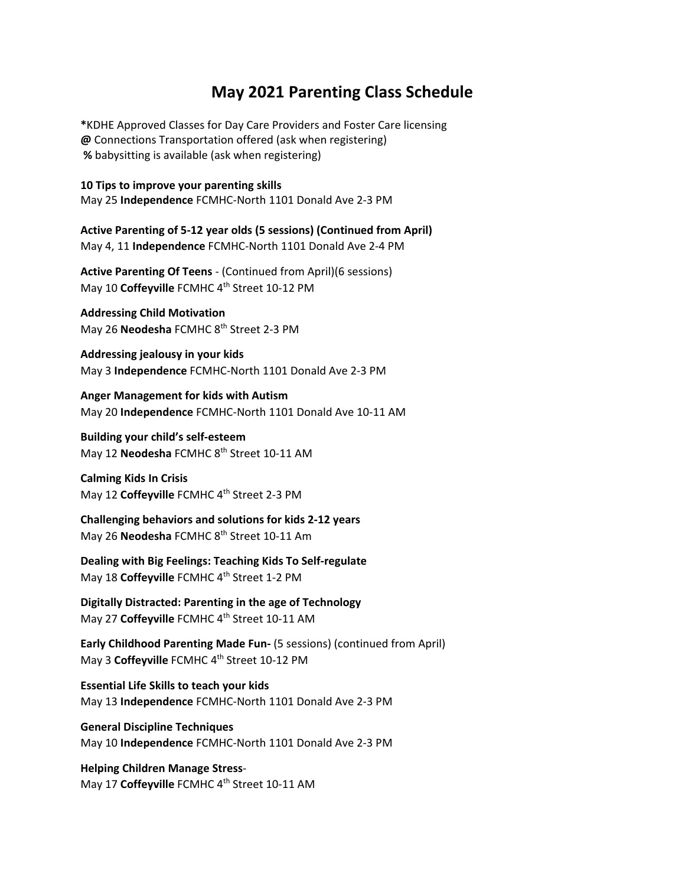# May 2021 Parenting Class Schedule

**\***KDHE Approved Classes for Day Care Providers and Foster Care licensing
**@** Connections Transportation offered (ask when registering)
**%** babysitting is available (ask when registering)

**10 Tips to improve your parenting skills**
May 25 **Independence** FCMHC-North 1101 Donald Ave 2-3 PM

**Active Parenting of 5-12 year olds (5 sessions) (Continued from April)**
May 4, 11 **Independence** FCMHC-North 1101 Donald Ave 2-4 PM

**Active Parenting Of Teens** - (Continued from April)(6 sessions)
May 10 **Coffeyville** FCMHC 4th Street 10-12 PM

**Addressing Child Motivation**
May 26 **Neodesha** FCMHC 8th Street 2-3 PM

**Addressing jealousy in your kids**
May 3 **Independence** FCMHC-North 1101 Donald Ave 2-3 PM

**Anger Management for kids with Autism**
May 20 **Independence** FCMHC-North 1101 Donald Ave 10-11 AM

**Building your child's self-esteem**
May 12 **Neodesha** FCMHC 8th Street 10-11 AM

**Calming Kids In Crisis**
May 12 **Coffeyville** FCMHC 4th Street 2-3 PM

**Challenging behaviors and solutions for kids 2-12 years**
May 26 **Neodesha** FCMHC 8th Street 10-11 Am

**Dealing with Big Feelings: Teaching Kids To Self-regulate**
May 18 **Coffeyville** FCMHC 4th Street 1-2 PM

**Digitally Distracted: Parenting in the age of Technology**
May 27 **Coffeyville** FCMHC 4th Street 10-11 AM

**Early Childhood Parenting Made Fun-** (5 sessions) (continued from April)
May 3 **Coffeyville** FCMHC 4th Street 10-12 PM

**Essential Life Skills to teach your kids**
May 13 **Independence** FCMHC-North 1101 Donald Ave 2-3 PM

**General Discipline Techniques**
May 10 **Independence** FCMHC-North 1101 Donald Ave 2-3 PM

**Helping Children Manage Stress**-
May 17 **Coffeyville** FCMHC 4th Street 10-11 AM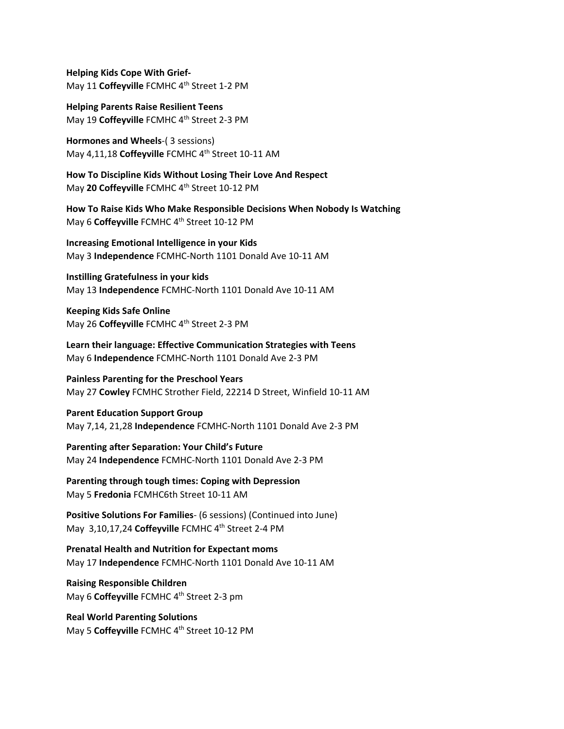**Helping Kids Cope With Grief-**
May 11 **Coffeyville** FCMHC 4th Street 1-2 PM

**Helping Parents Raise Resilient Teens**
May 19 **Coffeyville** FCMHC 4th Street 2-3 PM

**Hormones and Wheels**-( 3 sessions)
May 4,11,18 **Coffeyville** FCMHC 4th Street 10-11 AM

**How To Discipline Kids Without Losing Their Love And Respect**
May **20 Coffeyville** FCMHC 4th Street 10-12 PM

**How To Raise Kids Who Make Responsible Decisions When Nobody Is Watching**
May 6 **Coffeyville** FCMHC 4th Street 10-12 PM

**Increasing Emotional Intelligence in your Kids**
May 3 **Independence** FCMHC-North 1101 Donald Ave 10-11 AM

**Instilling Gratefulness in your kids**
May 13 **Independence** FCMHC-North 1101 Donald Ave 10-11 AM

**Keeping Kids Safe Online**
May 26 **Coffeyville** FCMHC 4th Street 2-3 PM

**Learn their language: Effective Communication Strategies with Teens**
May 6 **Independence** FCMHC-North 1101 Donald Ave 2-3 PM

**Painless Parenting for the Preschool Years**
May 27 **Cowley** FCMHC Strother Field, 22214 D Street, Winfield 10-11 AM

**Parent Education Support Group**
May 7,14, 21,28 **Independence** FCMHC-North 1101 Donald Ave 2-3 PM

**Parenting after Separation: Your Child's Future**
May 24 **Independence** FCMHC-North 1101 Donald Ave 2-3 PM

**Parenting through tough times: Coping with Depression**
May 5 **Fredonia** FCMHC6th Street 10-11 AM

**Positive Solutions For Families**- (6 sessions) (Continued into June)
May 3,10,17,24 **Coffeyville** FCMHC 4th Street 2-4 PM

**Prenatal Health and Nutrition for Expectant moms**
May 17 **Independence** FCMHC-North 1101 Donald Ave 10-11 AM

**Raising Responsible Children**
May 6 **Coffeyville** FCMHC 4th Street 2-3 pm

**Real World Parenting Solutions**
May 5 **Coffeyville** FCMHC 4th Street 10-12 PM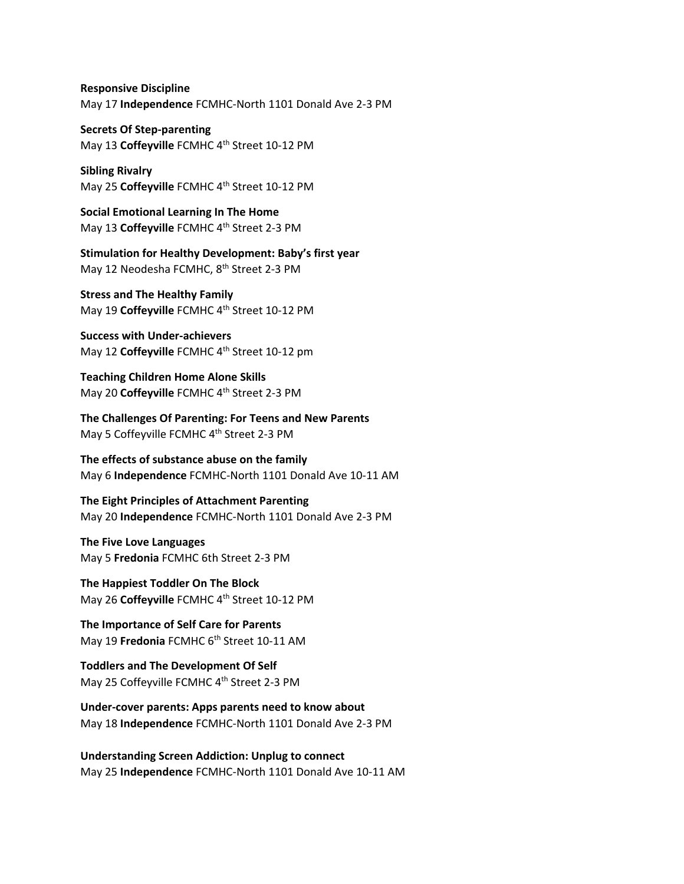**Responsive Discipline**
May 17 **Independence** FCMHC-North 1101 Donald Ave 2-3 PM

**Secrets Of Step-parenting**
May 13 **Coffeyville** FCMHC 4th Street 10-12 PM

**Sibling Rivalry**
May 25 **Coffeyville** FCMHC 4th Street 10-12 PM

**Social Emotional Learning In The Home**
May 13 **Coffeyville** FCMHC 4th Street 2-3 PM

**Stimulation for Healthy Development: Baby's first year**
May 12 Neodesha FCMHC, 8th Street 2-3 PM

**Stress and The Healthy Family**
May 19 **Coffeyville** FCMHC 4th Street 10-12 PM

**Success with Under-achievers**
May 12 **Coffeyville** FCMHC 4th Street 10-12 pm

**Teaching Children Home Alone Skills**
May 20 **Coffeyville** FCMHC 4th Street 2-3 PM

**The Challenges Of Parenting: For Teens and New Parents**
May 5 Coffeyville FCMHC 4th Street 2-3 PM

**The effects of substance abuse on the family**
May 6 **Independence** FCMHC-North 1101 Donald Ave 10-11 AM

**The Eight Principles of Attachment Parenting**
May 20 **Independence** FCMHC-North 1101 Donald Ave 2-3 PM

**The Five Love Languages**
May 5 **Fredonia** FCMHC 6th Street 2-3 PM

**The Happiest Toddler On The Block**
May 26 **Coffeyville** FCMHC 4th Street 10-12 PM

**The Importance of Self Care for Parents**
May 19 **Fredonia** FCMHC 6th Street 10-11 AM

**Toddlers and The Development Of Self**
May 25 Coffeyville FCMHC 4th Street 2-3 PM

**Under-cover parents: Apps parents need to know about**
May 18 **Independence** FCMHC-North 1101 Donald Ave 2-3 PM

**Understanding Screen Addiction: Unplug to connect**
May 25 **Independence** FCMHC-North 1101 Donald Ave 10-11 AM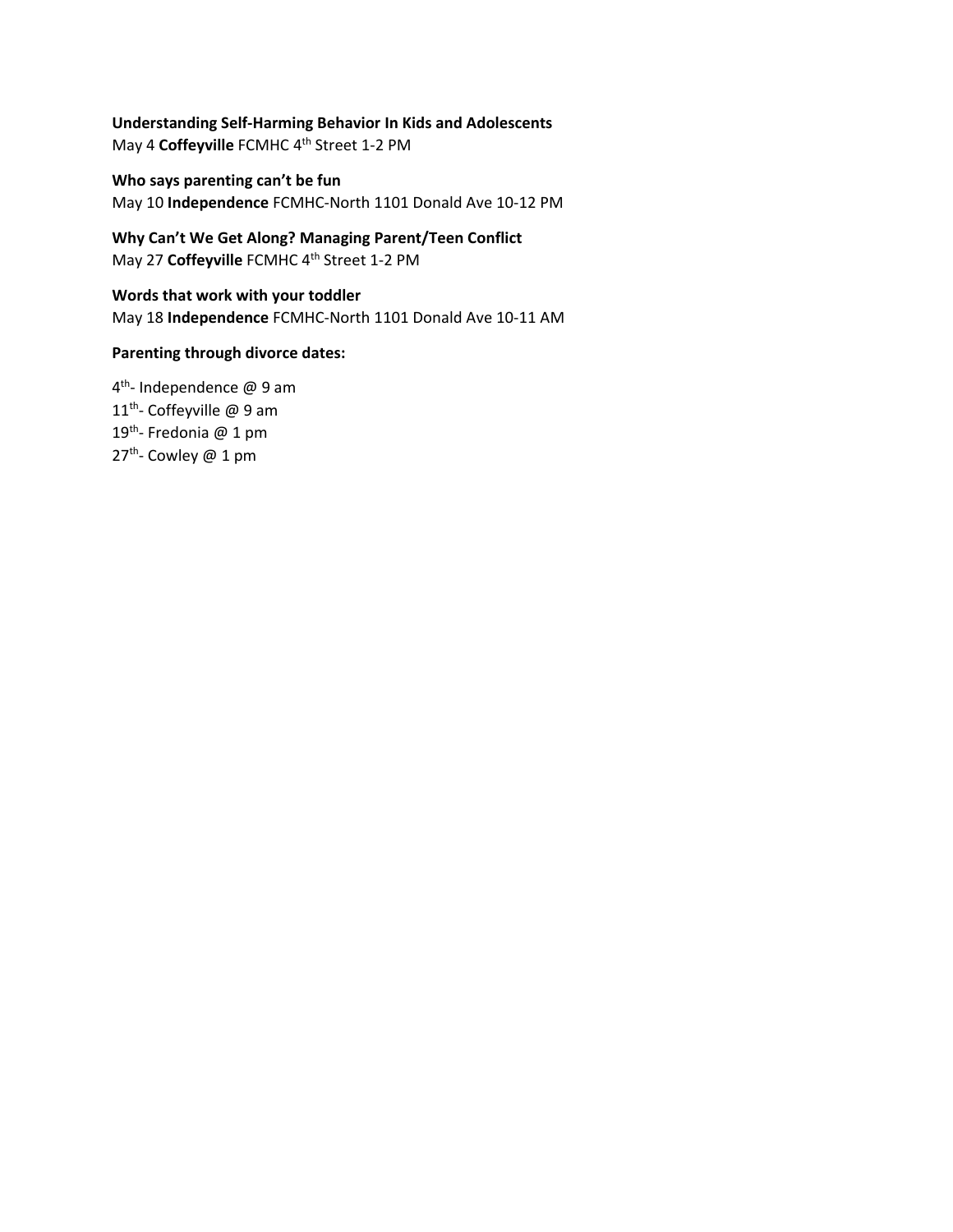**Understanding Self-Harming Behavior In Kids and Adolescents**
May 4 **Coffeyville** FCMHC 4th Street 1-2 PM

**Who says parenting can't be fun**
May 10 **Independence** FCMHC-North 1101 Donald Ave 10-12 PM

**Why Can't We Get Along? Managing Parent/Teen Conflict**
May 27 **Coffeyville** FCMHC 4th Street 1-2 PM

**Words that work with your toddler**
May 18 **Independence** FCMHC-North 1101 Donald Ave 10-11 AM

**Parenting through divorce dates:**

4th- Independence @ 9 am
11th- Coffeyville @ 9 am
19th- Fredonia @ 1 pm
27th- Cowley @ 1 pm